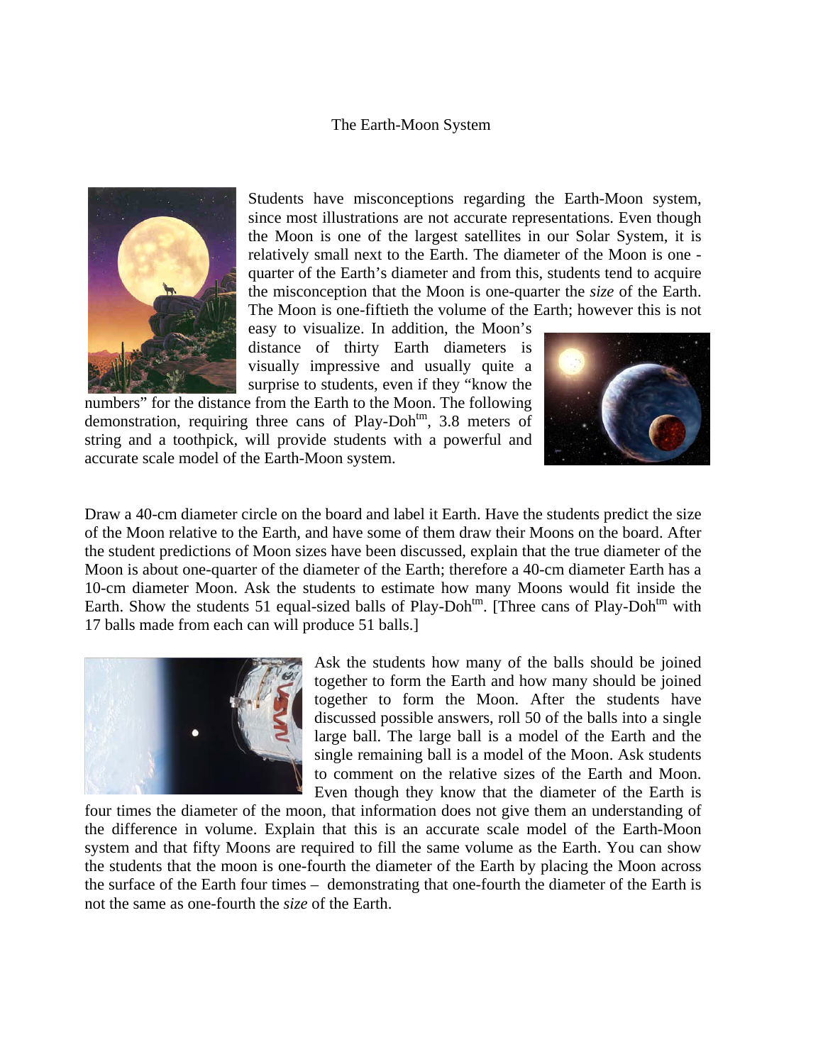# The Earth-Moon System

Students have misconceptions regarding the Earth-Moon system, since most illustrations are not accurate representations. Even though the Moon is one of the largest satellites in our Solar System, it is relatively small next to the Earth. The diameter of the Moon is one - quarter of the Earth's diameter and from this, students tend to acquire the misconception that the Moon is one-quarter the *size* of the Earth. The Moon is one-fiftieth the volume of the Earth; however this is not easy to visualize. In addition, the Moon's distance of thirty Earth diameters is visually impressive and usually quite a surprise to students, even if they "know the numbers" for the distance from the Earth to the Moon. The following demonstration, requiring three cans of Play-Doh™, 3.8 meters of string and a toothpick, will provide students with a powerful and accurate scale model of the Earth-Moon system.

Draw a 40-cm diameter circle on the board and label it Earth. Have the students predict the size of the Moon relative to the Earth, and have some of them draw their Moons on the board. After the student predictions of Moon sizes have been discussed, explain that the true diameter of the Moon is about one-quarter of the diameter of the Earth; therefore a 40-cm diameter Earth has a 10-cm diameter Moon. Ask the students to estimate how many Moons would fit inside the Earth. Show the students 51 equal-sized balls of Play-Doh™. [Three cans of Play-Doh™ with 17 balls made from each can will produce 51 balls.]

Ask the students how many of the balls should be joined together to form the Earth and how many should be joined together to form the Moon. After the students have discussed possible answers, roll 50 of the balls into a single large ball. The large ball is a model of the Earth and the single remaining ball is a model of the Moon. Ask students to comment on the relative sizes of the Earth and Moon. Even though they know that the diameter of the Earth is four times the diameter of the moon, that information does not give them an understanding of the difference in volume. Explain that this is an accurate scale model of the Earth-Moon system and that fifty Moons are required to fill the same volume as the Earth. You can show the students that the moon is one-fourth the diameter of the Earth by placing the Moon across the surface of the Earth four times – demonstrating that one-fourth the diameter of the Earth is not the same as one-fourth the *size* of the Earth.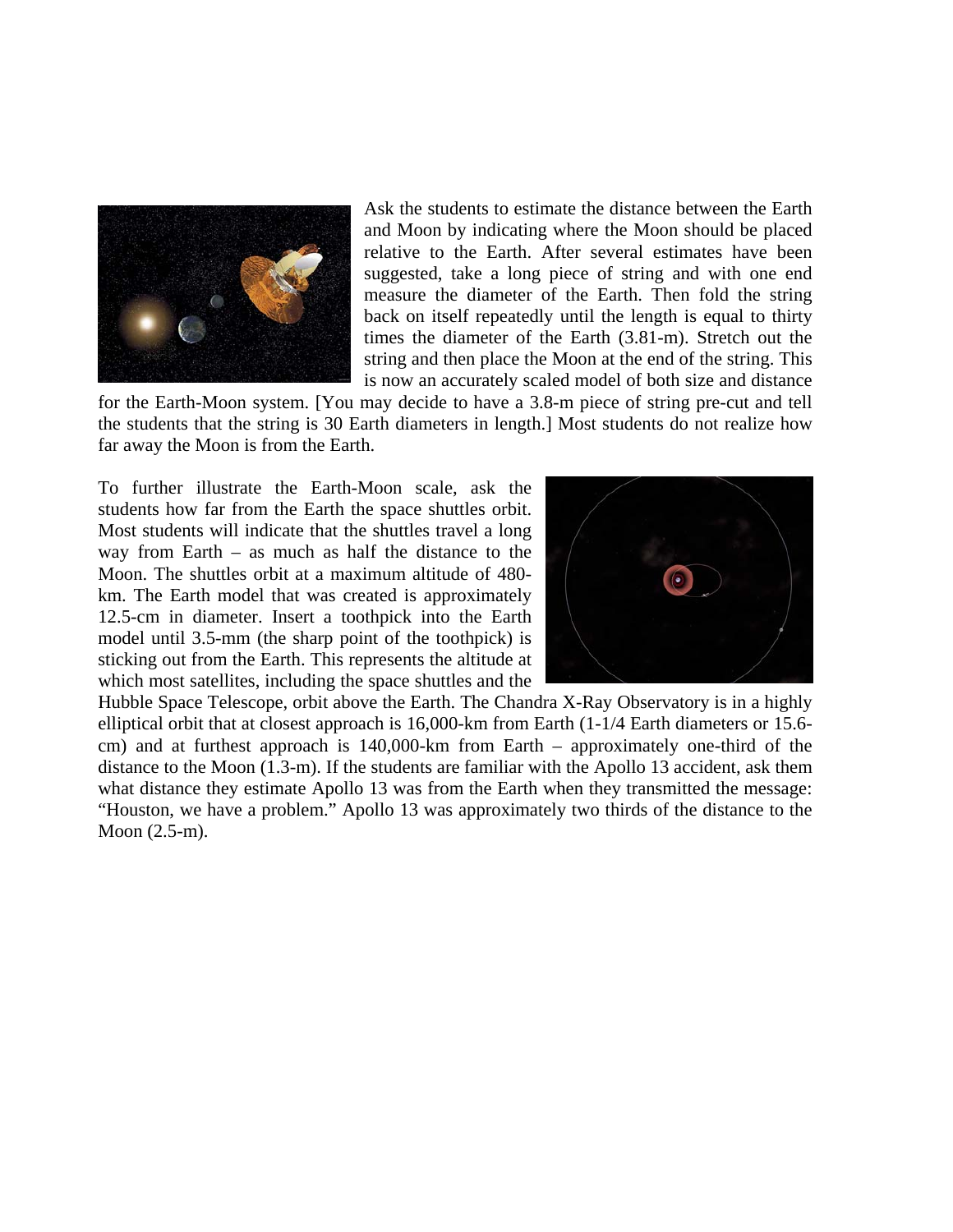Ask the students to estimate the distance between the Earth and Moon by indicating where the Moon should be placed relative to the Earth. After several estimates have been suggested, take a long piece of string and with one end measure the diameter of the Earth. Then fold the string back on itself repeatedly until the length is equal to thirty times the diameter of the Earth (3.81-m). Stretch out the string and then place the Moon at the end of the string. This is now an accurately scaled model of both size and distance for the Earth-Moon system. [You may decide to have a 3.8-m piece of string pre-cut and tell the students that the string is 30 Earth diameters in length.] Most students do not realize how far away the Moon is from the Earth.

To further illustrate the Earth-Moon scale, ask the students how far from the Earth the space shuttles orbit. Most students will indicate that the shuttles travel a long way from Earth – as much as half the distance to the Moon. The shuttles orbit at a maximum altitude of 480-km. The Earth model that was created is approximately 12.5-cm in diameter. Insert a toothpick into the Earth model until 3.5-mm (the sharp point of the toothpick) is sticking out from the Earth. This represents the altitude at which most satellites, including the space shuttles and the Hubble Space Telescope, orbit above the Earth. The Chandra X-Ray Observatory is in a highly elliptical orbit that at closest approach is 16,000-km from Earth (1-1/4 Earth diameters or 15.6-cm) and at furthest approach is 140,000-km from Earth – approximately one-third of the distance to the Moon (1.3-m). If the students are familiar with the Apollo 13 accident, ask them what distance they estimate Apollo 13 was from the Earth when they transmitted the message: “Houston, we have a problem.” Apollo 13 was approximately two thirds of the distance to the Moon (2.5-m).